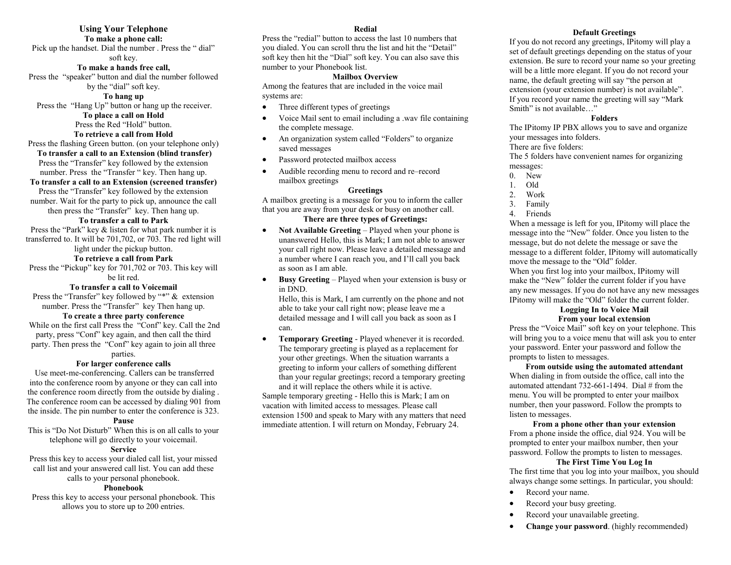## Using Your Telephone

**To make a phone call:**

Pick up the handset. Dial the number . Press the " dial" soft key.

**To make a hands free call,**

Press the "speaker" button and dial the number followed by the "dial" soft key.

**To hang up**

Press the "Hang Up" button or hang up the receiver.

**To place a call on Hold**

Press the Red "Hold" button.

**To retrieve a call from Hold**

Press the flashing Green button. (on your telephone only)

**To transfer a call to an Extension (blind transfer)**

Press the "Transfer" key followed by the extension number. Press the "Transfer " key. Then hang up.

**To transfer a call to an Extension (screened transfer)**

Press the "Transfer" key followed by the extension number. Wait for the party to pick up, announce the call then press the "Transfer" key. Then hang up.

**To transfer a call to Park**

Press the "Park" key & listen for what park number it is transferred to. It will be 701,702, or 703. The red light will light under the pickup button.

**To retrieve a call from Park**

Press the "Pickup" key for 701,702 or 703. This key will be lit red.

**To transfer a call to Voicemail**

Press the "Transfer" key followed by "*" & extension number. Press the "Transfer" key Then hang up.

**To create a three party conference**

While on the first call Press the "Conf" key. Call the 2nd party, press "Conf" key again, and then call the third party. Then press the "Conf" key again to join all three parties.

**For larger conference calls**

Use meet-me-conferencing. Callers can be transferred into the conference room by anyone or they can call into the conference room directly from the outside by dialing . The conference room can be accessed by dialing 901 from the inside. The pin number to enter the conference is 323.

**Pause**

This is "Do Not Disturb" When this is on all calls to your telephone will go directly to your voicemail.

**Service**

Press this key to access your dialed call list, your missed call list and your answered call list. You can add these calls to your personal phonebook.

**Phonebook**

Press this key to access your personal phonebook. This allows you to store up to 200 entries.

**Redial**

Press the "redial" button to access the last 10 numbers that you dialed. You can scroll thru the list and hit the "Detail" soft key then hit the "Dial" soft key. You can also save this number to your Phonebook list.

**Mailbox Overview**

Among the features that are included in the voice mail systems are:

- Three different types of greetings
- Voice Mail sent to email including a .wav file containing the complete message.
- An organization system called "Folders" to organize saved messages
- Password protected mailbox access
- Audible recording menu to record and re–record mailbox greetings

**Greetings**

A mailbox greeting is a message for you to inform the caller that you are away from your desk or busy on another call.

**There are three types of Greetings:**

- **Not Available Greeting** – Played when your phone is unanswered Hello, this is Mark; I am not able to answer your call right now. Please leave a detailed message and a number where I can reach you, and I'll call you back as soon as I am able.
- **Busy Greeting** – Played when your extension is busy or in DND.
  Hello, this is Mark, I am currently on the phone and not able to take your call right now; please leave me a detailed message and I will call you back as soon as I can.
- **Temporary Greeting** - Played whenever it is recorded. The temporary greeting is played as a replacement for your other greetings. When the situation warrants a greeting to inform your callers of something different than your regular greetings; record a temporary greeting and it will replace the others while it is active.

Sample temporary greeting - Hello this is Mark; I am on vacation with limited access to messages. Please call extension 1500 and speak to Mary with any matters that need immediate attention. I will return on Monday, February 24.

**Default Greetings**

If you do not record any greetings, IPitomy will play a set of default greetings depending on the status of your extension. Be sure to record your name so your greeting will be a little more elegant. If you do not record your name, the default greeting will say "the person at extension (your extension number) is not available". If you record your name the greeting will say "Mark Smith" is not available…"

**Folders**

The IPitomy IP PBX allows you to save and organize your messages into folders.
There are five folders:
The 5 folders have convenient names for organizing messages:

0. New
1. Old
2. Work
3. Family
4. Friends

When a message is left for you, IPitomy will place the message into the "New" folder. Once you listen to the message, but do not delete the message or save the message to a different folder, IPitomy will automatically move the message to the "Old" folder.
When you first log into your mailbox, IPitomy will make the "New" folder the current folder if you have any new messages. If you do not have any new messages IPitomy will make the "Old" folder the current folder.

**Logging In to Voice Mail**
**From your local extension**

Press the "Voice Mail" soft key on your telephone. This will bring you to a voice menu that will ask you to enter your password. Enter your password and follow the prompts to listen to messages.

**From outside using the automated attendant**

When dialing in from outside the office, call into the automated attendant 732-661-1494. Dial # from the menu. You will be prompted to enter your mailbox number, then your password. Follow the prompts to listen to messages.

**From a phone other than your extension**

From a phone inside the office, dial 924. You will be prompted to enter your mailbox number, then your password. Follow the prompts to listen to messages.

**The First Time You Log In**

The first time that you log into your mailbox, you should always change some settings. In particular, you should:

- Record your name.
- Record your busy greeting.
- Record your unavailable greeting.
- **Change your password**. (highly recommended)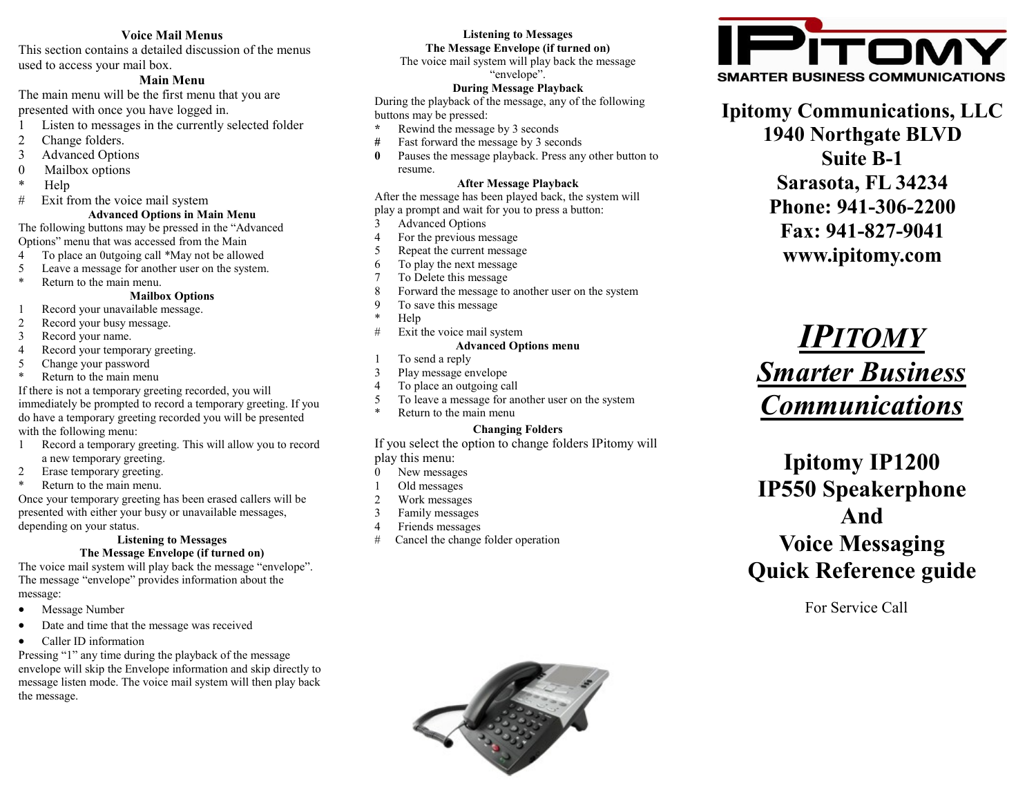## Voice Mail Menus

This section contains a detailed discussion of the menus used to access your mail box.

### Main Menu

The main menu will be the first menu that you are presented with once you have logged in.

1 Listen to messages in the currently selected folder
2 Change folders.
3 Advanced Options
0 Mailbox options
* Help
# Exit from the voice mail system

### Advanced Options in Main Menu

The following buttons may be pressed in the "Advanced Options" menu that was accessed from the Main

4 To place an 0utgoing call *May not be allowed
5 Leave a message for another user on the system.
* Return to the main menu.

### Mailbox Options

1 Record your unavailable message.
2 Record your busy message.
3 Record your name.
4 Record your temporary greeting.
5 Change your password
* Return to the main menu

If there is not a temporary greeting recorded, you will immediately be prompted to record a temporary greeting. If you do have a temporary greeting recorded you will be presented with the following menu:

1 Record a temporary greeting. This will allow you to record a new temporary greeting.
2 Erase temporary greeting.
* Return to the main menu.

Once your temporary greeting has been erased callers will be presented with either your busy or unavailable messages, depending on your status.

### Listening to Messages

**The Message Envelope (if turned on)**

The voice mail system will play back the message "envelope". The message "envelope" provides information about the message:

- Message Number
- Date and time that the message was received
- Caller ID information

Pressing "1" any time during the playback of the message envelope will skip the Envelope information and skip directly to message listen mode. The voice mail system will then play back the message.

### Listening to Messages

**The Message Envelope (if turned on)**

The voice mail system will play back the message "envelope".

### During Message Playback

During the playback of the message, any of the following buttons may be pressed:

**\*** Rewind the message by 3 seconds
**#** Fast forward the message by 3 seconds
**0** Pauses the message playback. Press any other button to resume.

### After Message Playback

After the message has been played back, the system will play a prompt and wait for you to press a button:

3 Advanced Options
4 For the previous message
5 Repeat the current message
6 To play the next message
7 To Delete this message
8 Forward the message to another user on the system
9 To save this message
* Help
# Exit the voice mail system

### Advanced Options menu

1 To send a reply
3 Play message envelope
4 To place an outgoing call
5 To leave a message for another user on the system
* Return to the main menu

### Changing Folders

If you select the option to change folders IPitomy will play this menu:

0 New messages
1 Old messages
2 Work messages
3 Family messages
4 Friends messages
# Cancel the change folder operation

IPITOMY
SMARTER BUSINESS COMMUNICATIONS

# Ipitomy Communications, LLC
# 1940 Northgate BLVD
# Suite B-1
# Sarasota, FL 34234
# Phone: 941-306-2200
# Fax: 941-827-9041
# www.ipitomy.com

# ***IPITOMY***
# ***Smarter Business Communications***

# Ipitomy IP1200
# IP550 Speakerphone
# And
# Voice Messaging
# Quick Reference guide

For Service Call